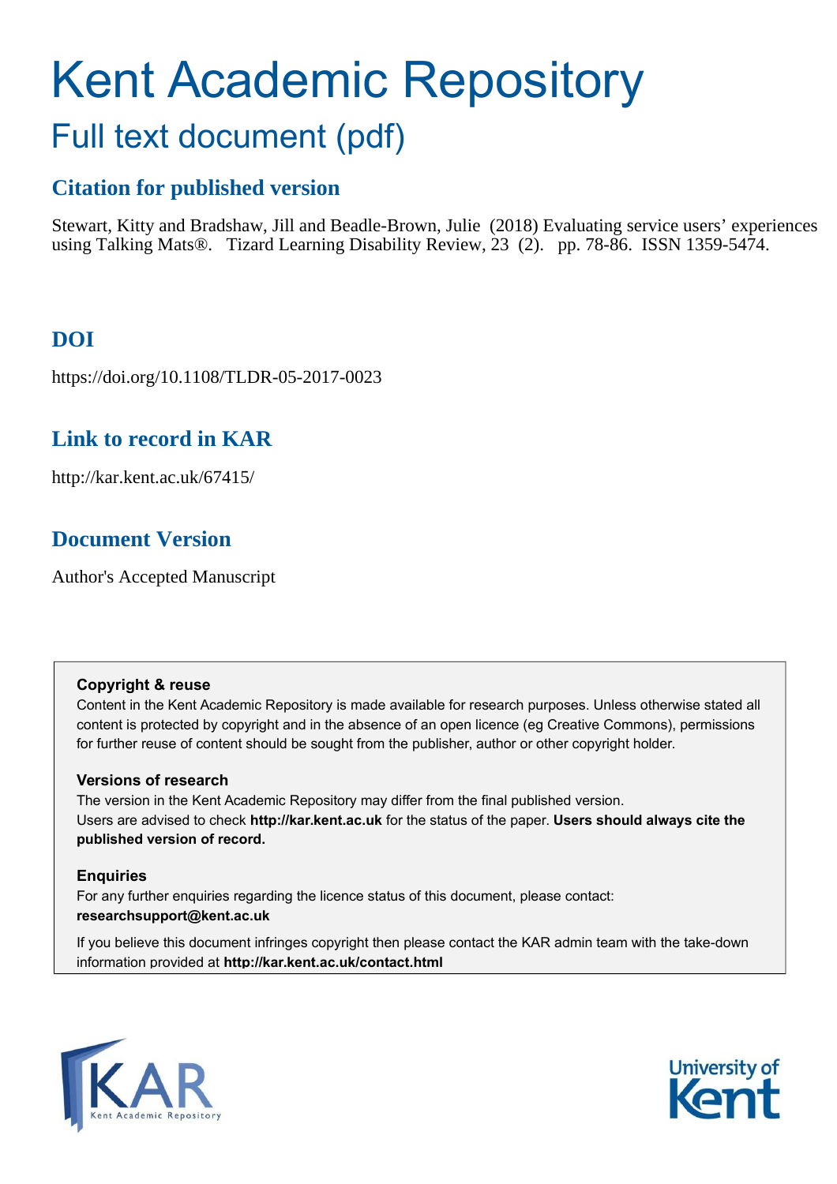# Kent Academic Repository

## Full text document (pdf)

### Citation for published version

Stewart, Kitty and Bradshaw, Jill and Beadle-Brown, Julie (2018) Evaluating service users' experiences using Talking Mats®. Tizard Learning Disability Review, 23 (2). pp. 78-86. ISSN 1359-5474.

### DOI

https://doi.org/10.1108/TLDR-05-2017-0023

### Link to record in KAR

http://kar.kent.ac.uk/67415/

### Document Version

Author's Accepted Manuscript

**Copyright & reuse**

Content in the Kent Academic Repository is made available for research purposes. Unless otherwise stated all content is protected by copyright and in the absence of an open licence (eg Creative Commons), permissions for further reuse of content should be sought from the publisher, author or other copyright holder.

**Versions of research**

The version in the Kent Academic Repository may differ from the final published version. Users are advised to check **http://kar.kent.ac.uk** for the status of the paper. **Users should always cite the published version of record.**

**Enquiries**

For any further enquiries regarding the licence status of this document, please contact: **researchsupport@kent.ac.uk**

If you believe this document infringes copyright then please contact the KAR admin team with the take-down information provided at **http://kar.kent.ac.uk/contact.html**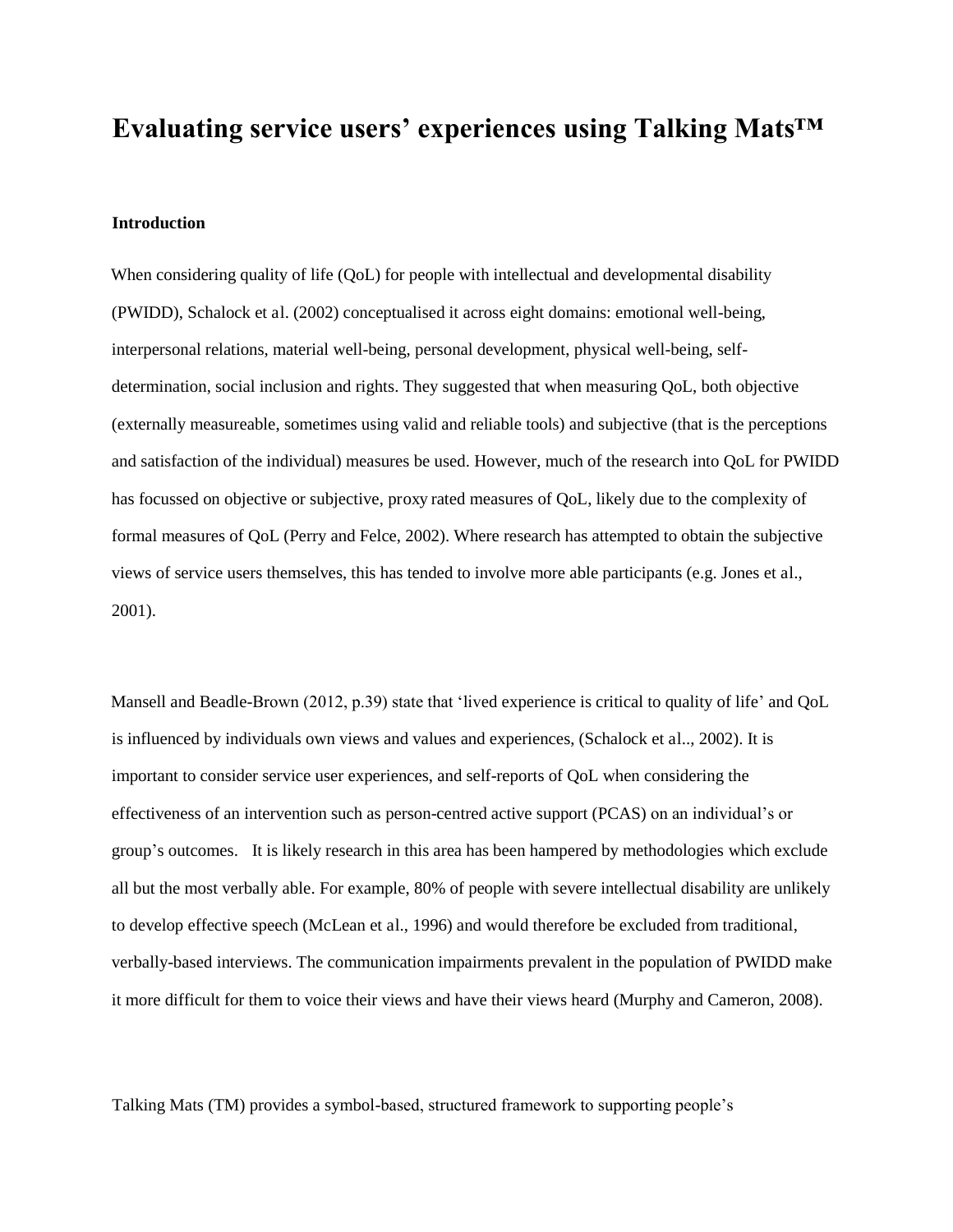# Evaluating service users' experiences using Talking Mats™

### Introduction

When considering quality of life (QoL) for people with intellectual and developmental disability (PWIDD), Schalock et al. (2002) conceptualised it across eight domains: emotional well-being, interpersonal relations, material well-being, personal development, physical well-being, self-determination, social inclusion and rights. They suggested that when measuring QoL, both objective (externally measureable, sometimes using valid and reliable tools) and subjective (that is the perceptions and satisfaction of the individual) measures be used. However, much of the research into QoL for PWIDD has focussed on objective or subjective, proxy rated measures of QoL, likely due to the complexity of formal measures of QoL (Perry and Felce, 2002). Where research has attempted to obtain the subjective views of service users themselves, this has tended to involve more able participants (e.g. Jones et al., 2001).

Mansell and Beadle-Brown (2012, p.39) state that 'lived experience is critical to quality of life' and QoL is influenced by individuals own views and values and experiences, (Schalock et al.., 2002). It is important to consider service user experiences, and self-reports of QoL when considering the effectiveness of an intervention such as person-centred active support (PCAS) on an individual's or group's outcomes. It is likely research in this area has been hampered by methodologies which exclude all but the most verbally able. For example, 80% of people with severe intellectual disability are unlikely to develop effective speech (McLean et al., 1996) and would therefore be excluded from traditional, verbally-based interviews. The communication impairments prevalent in the population of PWIDD make it more difficult for them to voice their views and have their views heard (Murphy and Cameron, 2008).

Talking Mats (TM) provides a symbol-based, structured framework to supporting people's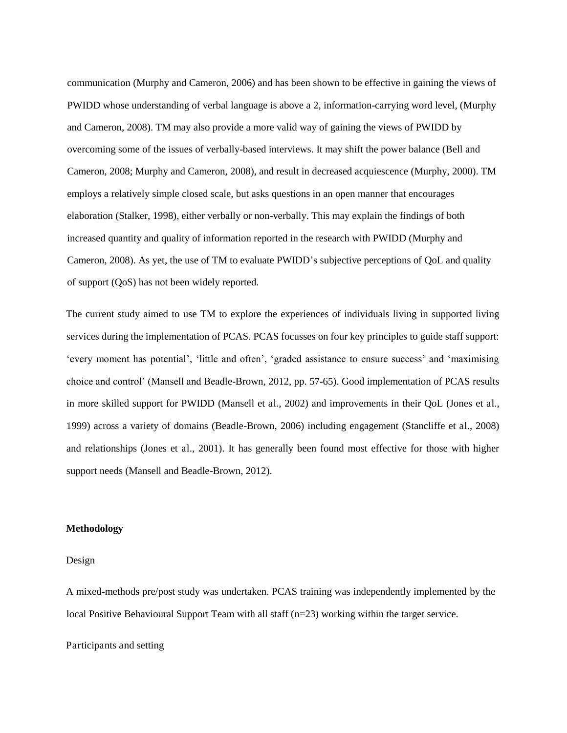communication (Murphy and Cameron, 2006) and has been shown to be effective in gaining the views of PWIDD whose understanding of verbal language is above a 2, information-carrying word level, (Murphy and Cameron, 2008). TM may also provide a more valid way of gaining the views of PWIDD by overcoming some of the issues of verbally-based interviews. It may shift the power balance (Bell and Cameron, 2008; Murphy and Cameron, 2008), and result in decreased acquiescence (Murphy, 2000). TM employs a relatively simple closed scale, but asks questions in an open manner that encourages elaboration (Stalker, 1998), either verbally or non-verbally. This may explain the findings of both increased quantity and quality of information reported in the research with PWIDD (Murphy and Cameron, 2008). As yet, the use of TM to evaluate PWIDD's subjective perceptions of QoL and quality of support (QoS) has not been widely reported.

The current study aimed to use TM to explore the experiences of individuals living in supported living services during the implementation of PCAS. PCAS focusses on four key principles to guide staff support: 'every moment has potential', 'little and often', 'graded assistance to ensure success' and 'maximising choice and control' (Mansell and Beadle-Brown, 2012, pp. 57-65). Good implementation of PCAS results in more skilled support for PWIDD (Mansell et al., 2002) and improvements in their QoL (Jones et al., 1999) across a variety of domains (Beadle-Brown, 2006) including engagement (Stancliffe et al., 2008) and relationships (Jones et al., 2001). It has generally been found most effective for those with higher support needs (Mansell and Beadle-Brown, 2012).

## Methodology

### Design

A mixed-methods pre/post study was undertaken. PCAS training was independently implemented by the local Positive Behavioural Support Team with all staff (n=23) working within the target service.

### Participants and setting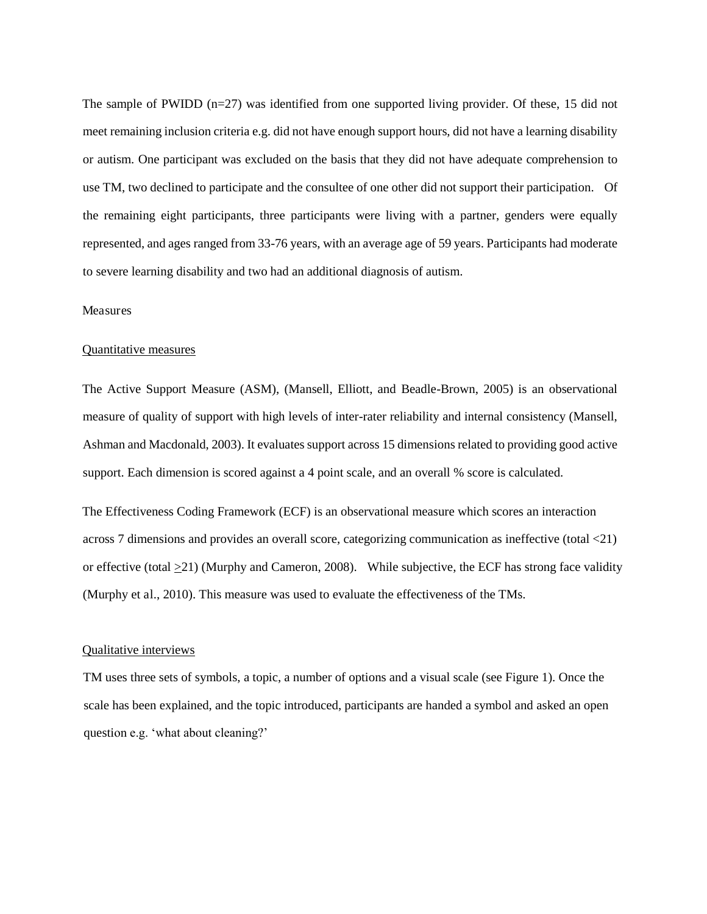The sample of PWIDD (n=27) was identified from one supported living provider. Of these, 15 did not meet remaining inclusion criteria e.g. did not have enough support hours, did not have a learning disability or autism. One participant was excluded on the basis that they did not have adequate comprehension to use TM, two declined to participate and the consultee of one other did not support their participation. Of the remaining eight participants, three participants were living with a partner, genders were equally represented, and ages ranged from 33-76 years, with an average age of 59 years. Participants had moderate to severe learning disability and two had an additional diagnosis of autism.

## Measures

### Quantitative measures

The Active Support Measure (ASM), (Mansell, Elliott, and Beadle-Brown, 2005) is an observational measure of quality of support with high levels of inter-rater reliability and internal consistency (Mansell, Ashman and Macdonald, 2003). It evaluates support across 15 dimensions related to providing good active support. Each dimension is scored against a 4 point scale, and an overall % score is calculated.

The Effectiveness Coding Framework (ECF) is an observational measure which scores an interaction across 7 dimensions and provides an overall score, categorizing communication as ineffective (total <21) or effective (total ≥21) (Murphy and Cameron, 2008). While subjective, the ECF has strong face validity (Murphy et al., 2010). This measure was used to evaluate the effectiveness of the TMs.

### Qualitative interviews

TM uses three sets of symbols, a topic, a number of options and a visual scale (see Figure 1). Once the scale has been explained, and the topic introduced, participants are handed a symbol and asked an open question e.g. 'what about cleaning?'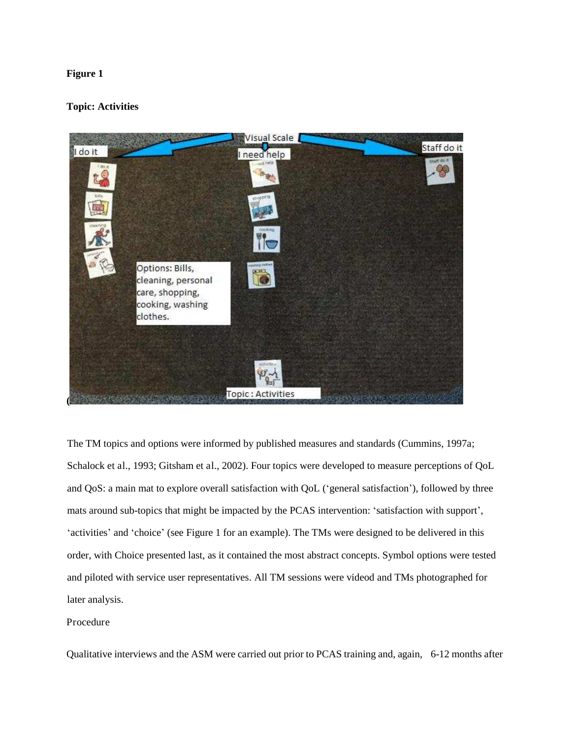**Figure 1**

**Topic: Activities**

The TM topics and options were informed by published measures and standards (Cummins, 1997a; Schalock et al., 1993; Gitsham et al., 2002). Four topics were developed to measure perceptions of QoL and QoS: a main mat to explore overall satisfaction with QoL ('general satisfaction'), followed by three mats around sub-topics that might be impacted by the PCAS intervention: 'satisfaction with support', 'activities' and 'choice' (see Figure 1 for an example). The TMs were designed to be delivered in this order, with Choice presented last, as it contained the most abstract concepts. Symbol options were tested and piloted with service user representatives. All TM sessions were videod and TMs photographed for later analysis.

Procedure

Qualitative interviews and the ASM were carried out prior to PCAS training and, again, 6-12 months after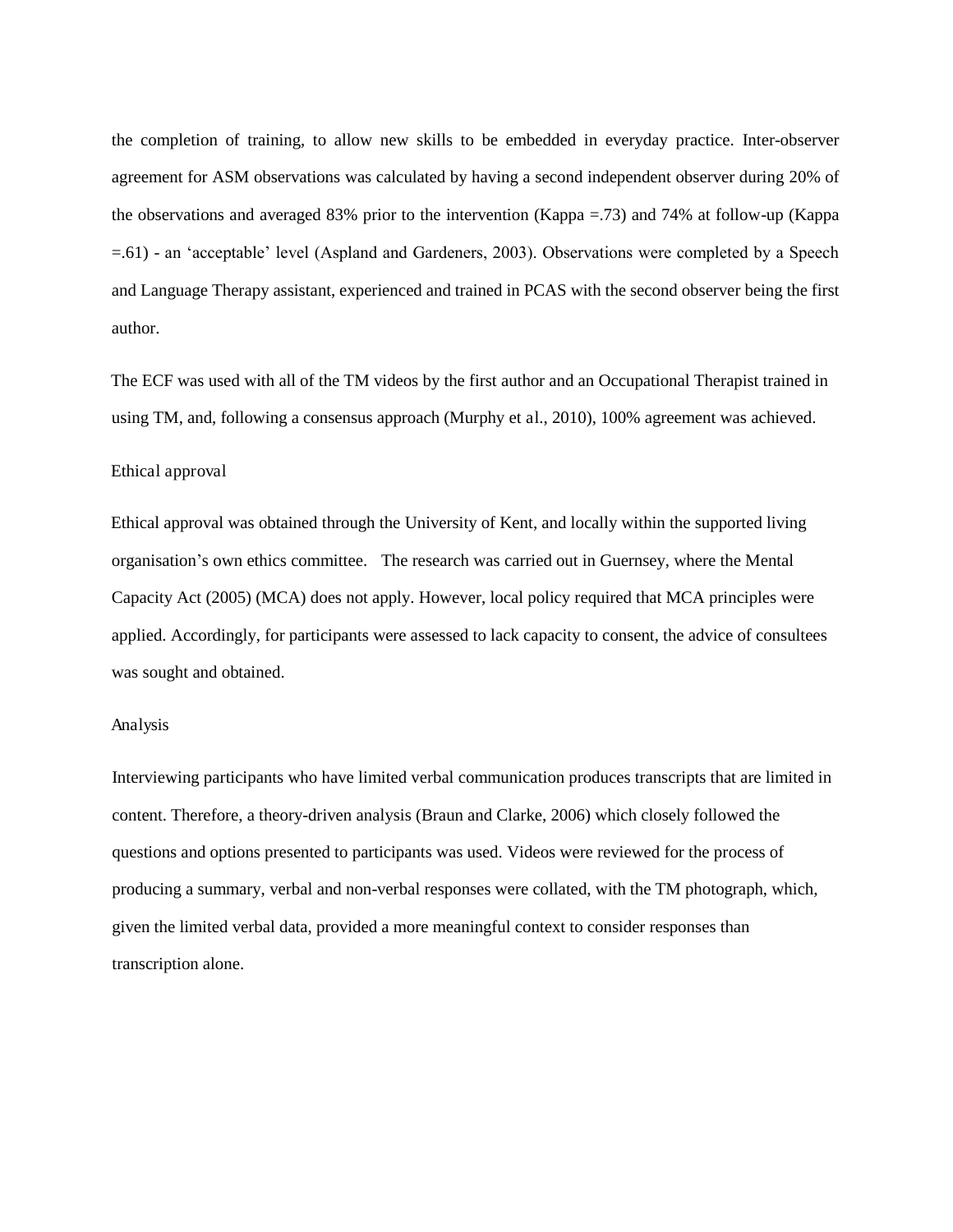the completion of training, to allow new skills to be embedded in everyday practice. Inter-observer agreement for ASM observations was calculated by having a second independent observer during 20% of the observations and averaged 83% prior to the intervention (Kappa =.73) and 74% at follow-up (Kappa =.61) - an 'acceptable' level (Aspland and Gardeners, 2003). Observations were completed by a Speech and Language Therapy assistant, experienced and trained in PCAS with the second observer being the first author.

The ECF was used with all of the TM videos by the first author and an Occupational Therapist trained in using TM, and, following a consensus approach (Murphy et al., 2010), 100% agreement was achieved.

## Ethical approval

Ethical approval was obtained through the University of Kent, and locally within the supported living organisation's own ethics committee. The research was carried out in Guernsey, where the Mental Capacity Act (2005) (MCA) does not apply. However, local policy required that MCA principles were applied. Accordingly, for participants were assessed to lack capacity to consent, the advice of consultees was sought and obtained.

## Analysis

Interviewing participants who have limited verbal communication produces transcripts that are limited in content. Therefore, a theory-driven analysis (Braun and Clarke, 2006) which closely followed the questions and options presented to participants was used. Videos were reviewed for the process of producing a summary, verbal and non-verbal responses were collated, with the TM photograph, which, given the limited verbal data, provided a more meaningful context to consider responses than transcription alone.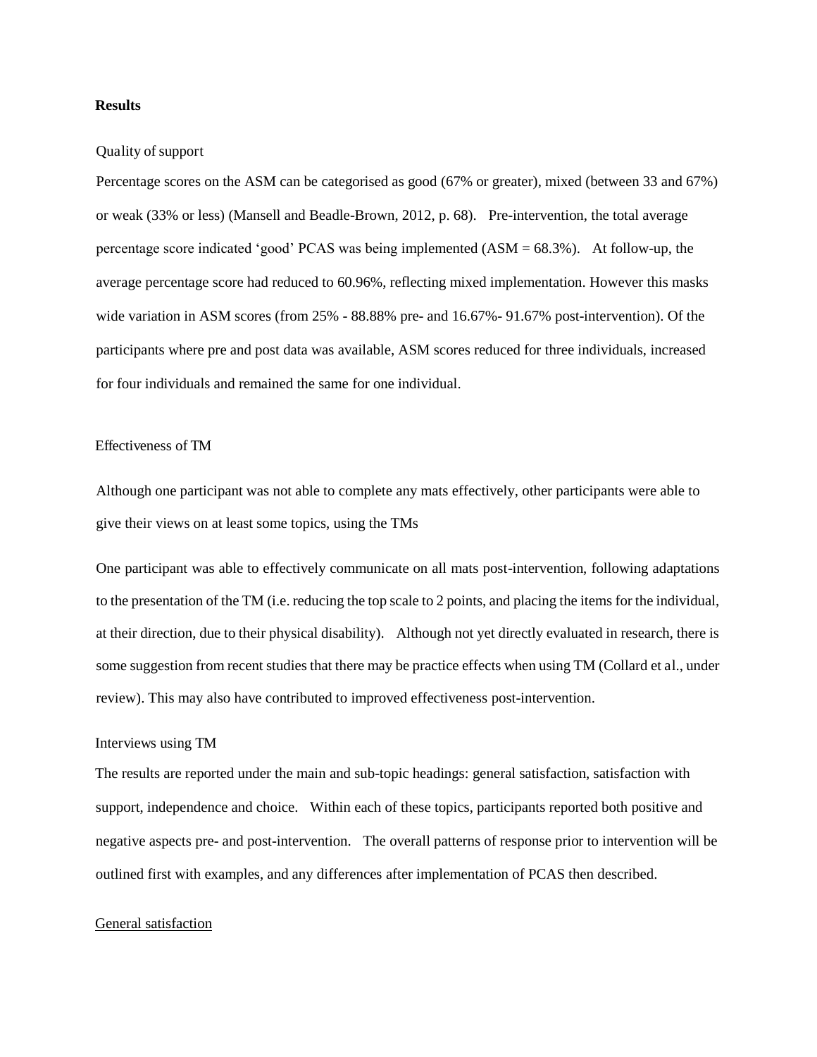**Results**

Quality of support

Percentage scores on the ASM can be categorised as good (67% or greater), mixed (between 33 and 67%) or weak (33% or less) (Mansell and Beadle-Brown, 2012, p. 68). Pre-intervention, the total average percentage score indicated 'good' PCAS was being implemented (ASM = 68.3%). At follow-up, the average percentage score had reduced to 60.96%, reflecting mixed implementation. However this masks wide variation in ASM scores (from 25% - 88.88% pre- and 16.67%- 91.67% post-intervention). Of the participants where pre and post data was available, ASM scores reduced for three individuals, increased for four individuals and remained the same for one individual.

Effectiveness of TM

Although one participant was not able to complete any mats effectively, other participants were able to give their views on at least some topics, using the TMs

One participant was able to effectively communicate on all mats post-intervention, following adaptations to the presentation of the TM (i.e. reducing the top scale to 2 points, and placing the items for the individual, at their direction, due to their physical disability). Although not yet directly evaluated in research, there is some suggestion from recent studies that there may be practice effects when using TM (Collard et al., under review). This may also have contributed to improved effectiveness post-intervention.

Interviews using TM

The results are reported under the main and sub-topic headings: general satisfaction, satisfaction with support, independence and choice. Within each of these topics, participants reported both positive and negative aspects pre- and post-intervention. The overall patterns of response prior to intervention will be outlined first with examples, and any differences after implementation of PCAS then described.

General satisfaction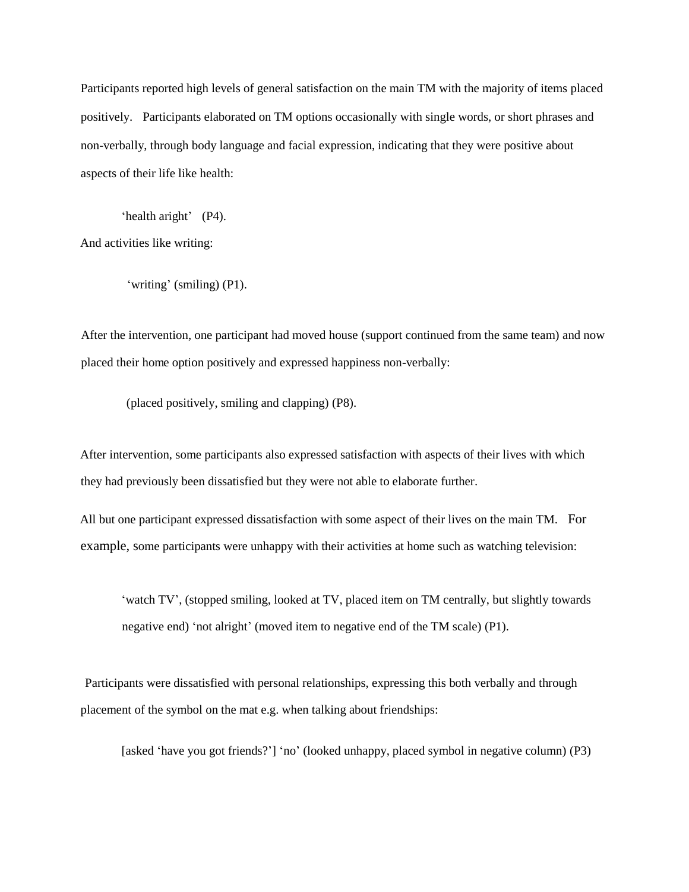Participants reported high levels of general satisfaction on the main TM with the majority of items placed positively. Participants elaborated on TM options occasionally with single words, or short phrases and non-verbally, through body language and facial expression, indicating that they were positive about aspects of their life like health:

> 'health aright' (P4).

And activities like writing:

> 'writing' (smiling) (P1).

After the intervention, one participant had moved house (support continued from the same team) and now placed their home option positively and expressed happiness non-verbally:

> (placed positively, smiling and clapping) (P8).

After intervention, some participants also expressed satisfaction with aspects of their lives with which they had previously been dissatisfied but they were not able to elaborate further.

All but one participant expressed dissatisfaction with some aspect of their lives on the main TM. For example, some participants were unhappy with their activities at home such as watching television:

> 'watch TV', (stopped smiling, looked at TV, placed item on TM centrally, but slightly towards negative end) 'not alright' (moved item to negative end of the TM scale) (P1).

Participants were dissatisfied with personal relationships, expressing this both verbally and through placement of the symbol on the mat e.g. when talking about friendships:

> [asked 'have you got friends?'] 'no' (looked unhappy, placed symbol in negative column) (P3)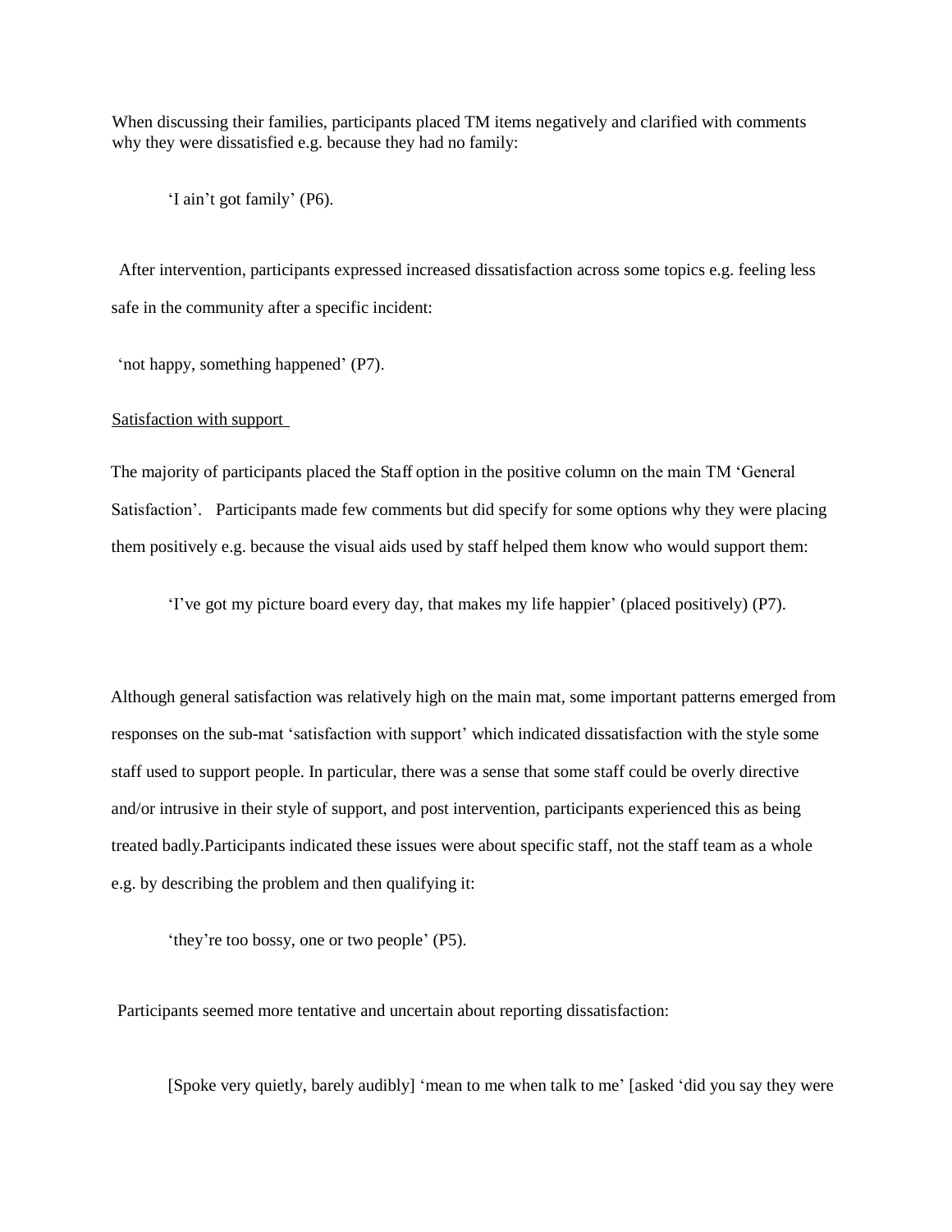When discussing their families, participants placed TM items negatively and clarified with comments why they were dissatisfied e.g. because they had no family:

> 'I ain't got family' (P6).

After intervention, participants expressed increased dissatisfaction across some topics e.g. feeling less safe in the community after a specific incident:

'not happy, something happened' (P7).

<u>Satisfaction with support</u>

The majority of participants placed the Staff option in the positive column on the main TM 'General Satisfaction'. Participants made few comments but did specify for some options why they were placing them positively e.g. because the visual aids used by staff helped them know who would support them:

> 'I've got my picture board every day, that makes my life happier' (placed positively) (P7).

Although general satisfaction was relatively high on the main mat, some important patterns emerged from responses on the sub-mat 'satisfaction with support' which indicated dissatisfaction with the style some staff used to support people. In particular, there was a sense that some staff could be overly directive and/or intrusive in their style of support, and post intervention, participants experienced this as being treated badly.Participants indicated these issues were about specific staff, not the staff team as a whole e.g. by describing the problem and then qualifying it:

> 'they're too bossy, one or two people' (P5).

Participants seemed more tentative and uncertain about reporting dissatisfaction:

> [Spoke very quietly, barely audibly] 'mean to me when talk to me' [asked 'did you say they were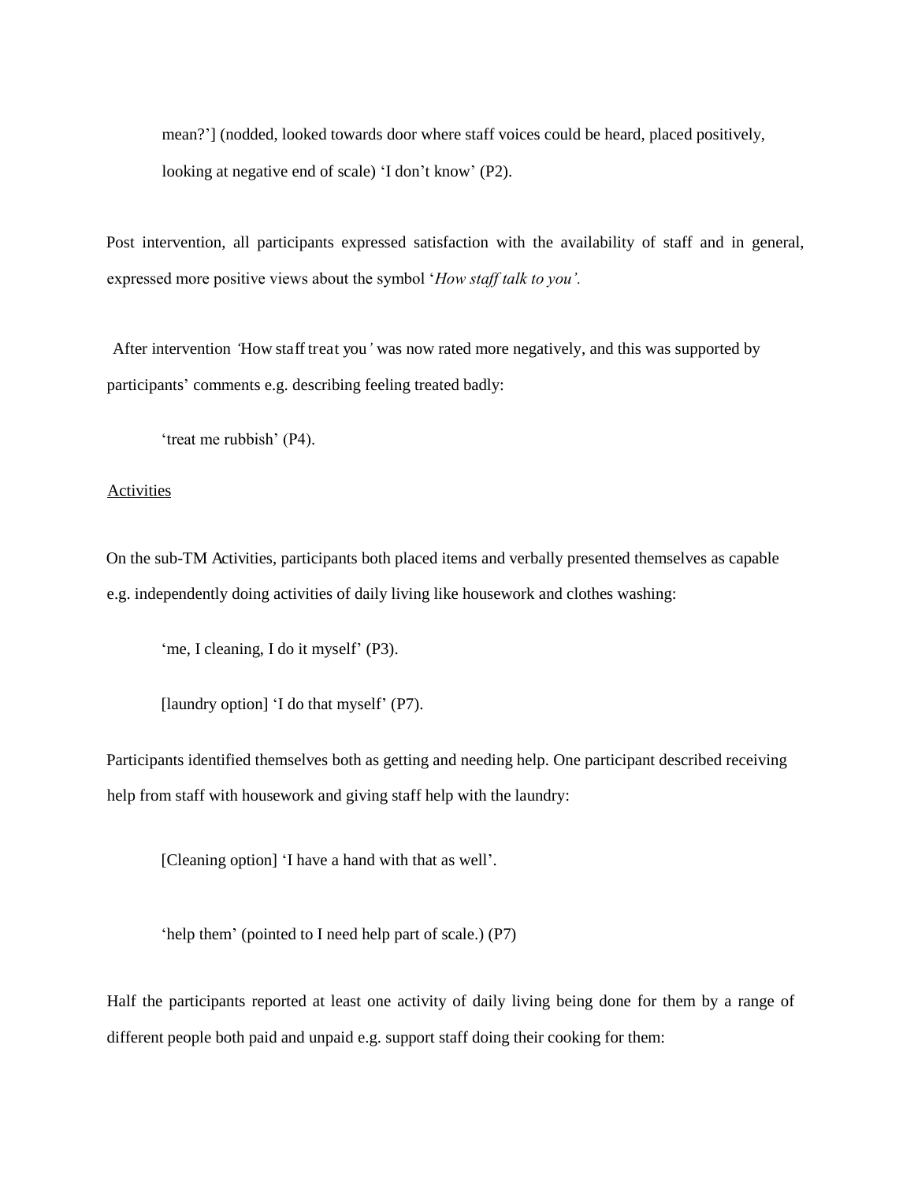mean?'] (nodded, looked towards door where staff voices could be heard, placed positively, looking at negative end of scale) 'I don't know' (P2).

Post intervention, all participants expressed satisfaction with the availability of staff and in general, expressed more positive views about the symbol '*How staff talk to you'.*

After intervention *'*How staff treat you*'* was now rated more negatively, and this was supported by participants' comments e.g. describing feeling treated badly:

> 'treat me rubbish' (P4).

<u>Activities</u>

On the sub-TM Activities, participants both placed items and verbally presented themselves as capable e.g. independently doing activities of daily living like housework and clothes washing:

> 'me, I cleaning, I do it myself' (P3).
>
> [laundry option] 'I do that myself' (P7).

Participants identified themselves both as getting and needing help. One participant described receiving help from staff with housework and giving staff help with the laundry:

> [Cleaning option] 'I have a hand with that as well'.
>
> 'help them' (pointed to I need help part of scale.) (P7)

Half the participants reported at least one activity of daily living being done for them by a range of different people both paid and unpaid e.g. support staff doing their cooking for them: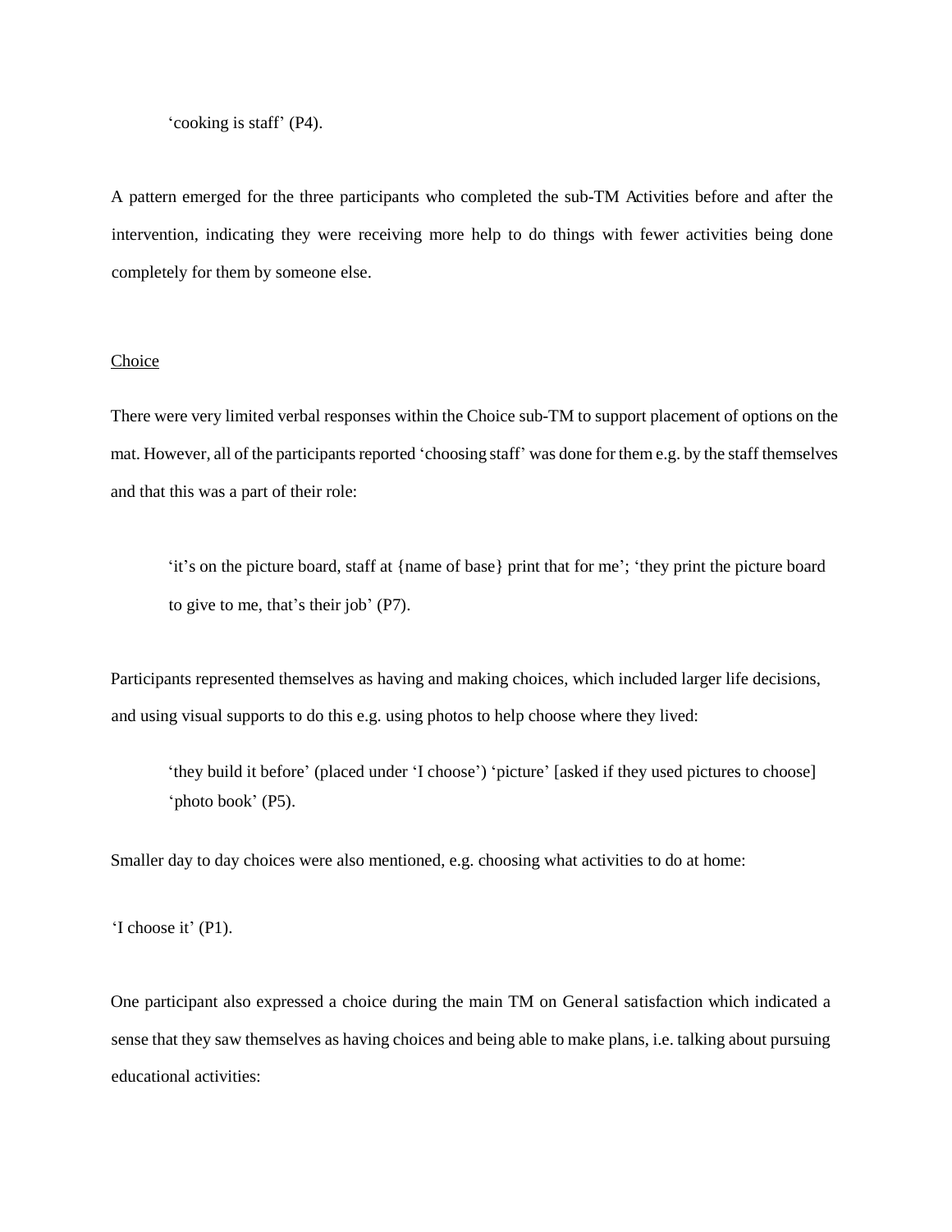'cooking is staff' (P4).

A pattern emerged for the three participants who completed the sub-TM Activities before and after the intervention, indicating they were receiving more help to do things with fewer activities being done completely for them by someone else.

<u>Choice</u>

There were very limited verbal responses within the Choice sub-TM to support placement of options on the mat. However, all of the participants reported 'choosing staff' was done for them e.g. by the staff themselves and that this was a part of their role:

> 'it's on the picture board, staff at {name of base} print that for me'; 'they print the picture board to give to me, that's their job' (P7).

Participants represented themselves as having and making choices, which included larger life decisions, and using visual supports to do this e.g. using photos to help choose where they lived:

> 'they build it before' (placed under 'I choose') 'picture' [asked if they used pictures to choose] 'photo book' (P5).

Smaller day to day choices were also mentioned, e.g. choosing what activities to do at home:

'I choose it' (P1).

One participant also expressed a choice during the main TM on General satisfaction which indicated a sense that they saw themselves as having choices and being able to make plans, i.e. talking about pursuing educational activities: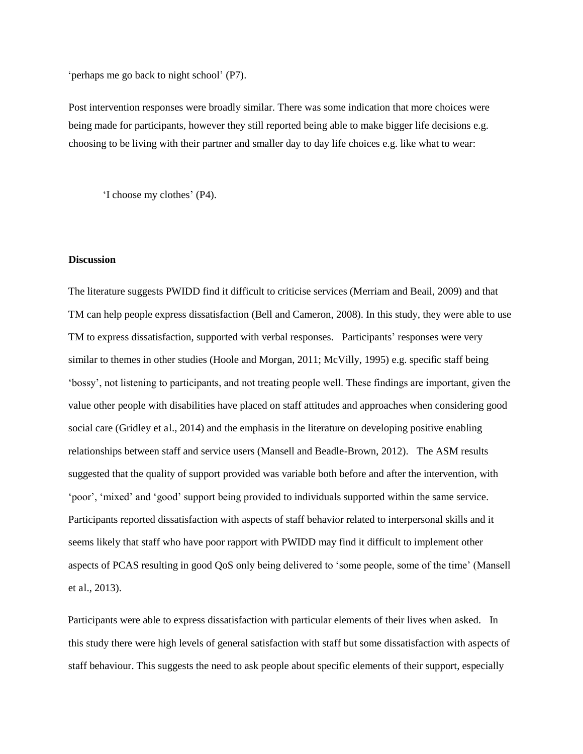'perhaps me go back to night school' (P7).

Post intervention responses were broadly similar. There was some indication that more choices were being made for participants, however they still reported being able to make bigger life decisions e.g. choosing to be living with their partner and smaller day to day life choices e.g. like what to wear:

> 'I choose my clothes' (P4).

**Discussion**

The literature suggests PWIDD find it difficult to criticise services (Merriam and Beail, 2009) and that TM can help people express dissatisfaction (Bell and Cameron, 2008). In this study, they were able to use TM to express dissatisfaction, supported with verbal responses. Participants' responses were very similar to themes in other studies (Hoole and Morgan, 2011; McVilly, 1995) e.g. specific staff being 'bossy', not listening to participants, and not treating people well. These findings are important, given the value other people with disabilities have placed on staff attitudes and approaches when considering good social care (Gridley et al., 2014) and the emphasis in the literature on developing positive enabling relationships between staff and service users (Mansell and Beadle-Brown, 2012). The ASM results suggested that the quality of support provided was variable both before and after the intervention, with 'poor', 'mixed' and 'good' support being provided to individuals supported within the same service. Participants reported dissatisfaction with aspects of staff behavior related to interpersonal skills and it seems likely that staff who have poor rapport with PWIDD may find it difficult to implement other aspects of PCAS resulting in good QoS only being delivered to 'some people, some of the time' (Mansell et al., 2013).

Participants were able to express dissatisfaction with particular elements of their lives when asked. In this study there were high levels of general satisfaction with staff but some dissatisfaction with aspects of staff behaviour. This suggests the need to ask people about specific elements of their support, especially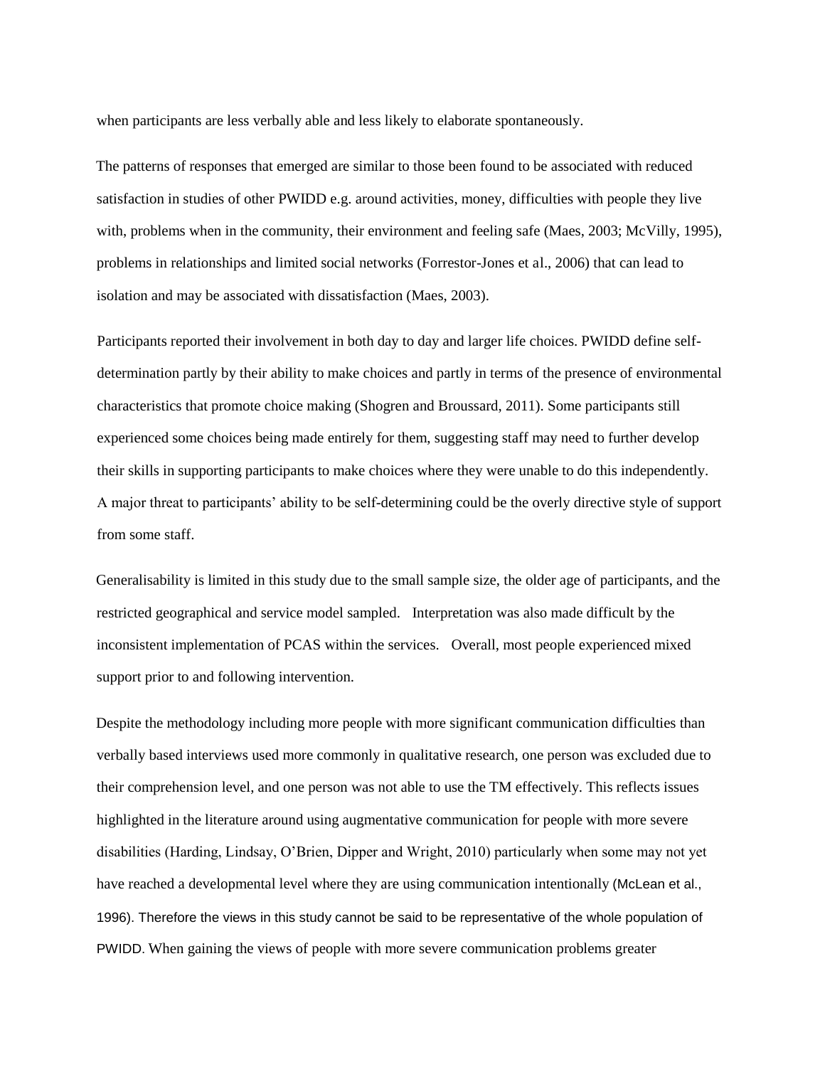when participants are less verbally able and less likely to elaborate spontaneously.

The patterns of responses that emerged are similar to those been found to be associated with reduced satisfaction in studies of other PWIDD e.g. around activities, money, difficulties with people they live with, problems when in the community, their environment and feeling safe (Maes, 2003; McVilly, 1995), problems in relationships and limited social networks (Forrestor-Jones et al., 2006) that can lead to isolation and may be associated with dissatisfaction (Maes, 2003).

Participants reported their involvement in both day to day and larger life choices. PWIDD define self-determination partly by their ability to make choices and partly in terms of the presence of environmental characteristics that promote choice making (Shogren and Broussard, 2011). Some participants still experienced some choices being made entirely for them, suggesting staff may need to further develop their skills in supporting participants to make choices where they were unable to do this independently. A major threat to participants' ability to be self-determining could be the overly directive style of support from some staff.

Generalisability is limited in this study due to the small sample size, the older age of participants, and the restricted geographical and service model sampled. Interpretation was also made difficult by the inconsistent implementation of PCAS within the services. Overall, most people experienced mixed support prior to and following intervention.

Despite the methodology including more people with more significant communication difficulties than verbally based interviews used more commonly in qualitative research, one person was excluded due to their comprehension level, and one person was not able to use the TM effectively. This reflects issues highlighted in the literature around using augmentative communication for people with more severe disabilities (Harding, Lindsay, O'Brien, Dipper and Wright, 2010) particularly when some may not yet have reached a developmental level where they are using communication intentionally (McLean et al., 1996). Therefore the views in this study cannot be said to be representative of the whole population of PWIDD. When gaining the views of people with more severe communication problems greater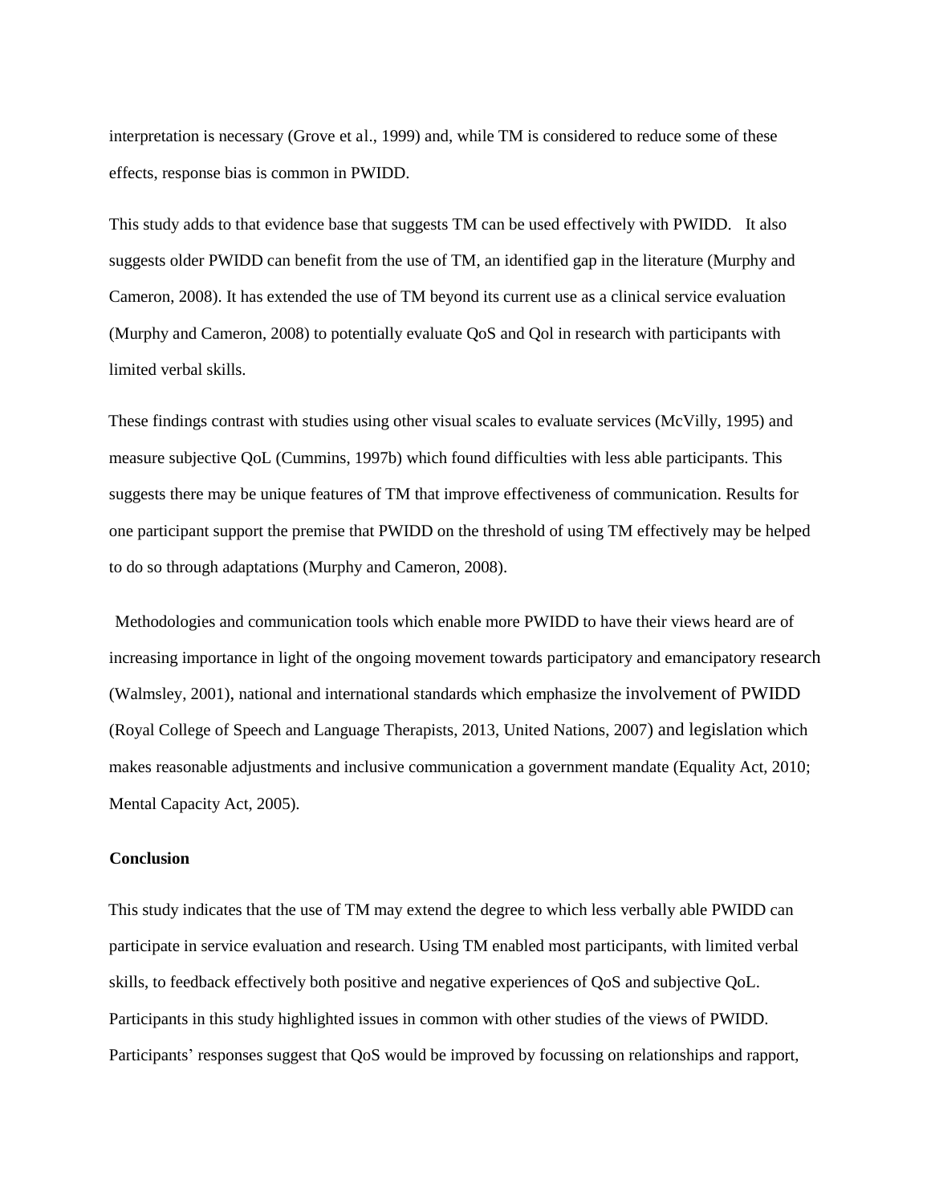interpretation is necessary (Grove et al., 1999) and, while TM is considered to reduce some of these effects, response bias is common in PWIDD.

This study adds to that evidence base that suggests TM can be used effectively with PWIDD. It also suggests older PWIDD can benefit from the use of TM, an identified gap in the literature (Murphy and Cameron, 2008). It has extended the use of TM beyond its current use as a clinical service evaluation (Murphy and Cameron, 2008) to potentially evaluate QoS and Qol in research with participants with limited verbal skills.

These findings contrast with studies using other visual scales to evaluate services (McVilly, 1995) and measure subjective QoL (Cummins, 1997b) which found difficulties with less able participants. This suggests there may be unique features of TM that improve effectiveness of communication. Results for one participant support the premise that PWIDD on the threshold of using TM effectively may be helped to do so through adaptations (Murphy and Cameron, 2008).

Methodologies and communication tools which enable more PWIDD to have their views heard are of increasing importance in light of the ongoing movement towards participatory and emancipatory research (Walmsley, 2001), national and international standards which emphasize the involvement of PWIDD (Royal College of Speech and Language Therapists, 2013, United Nations, 2007) and legislation which makes reasonable adjustments and inclusive communication a government mandate (Equality Act, 2010; Mental Capacity Act, 2005).

**Conclusion**

This study indicates that the use of TM may extend the degree to which less verbally able PWIDD can participate in service evaluation and research. Using TM enabled most participants, with limited verbal skills, to feedback effectively both positive and negative experiences of QoS and subjective QoL. Participants in this study highlighted issues in common with other studies of the views of PWIDD. Participants' responses suggest that QoS would be improved by focussing on relationships and rapport,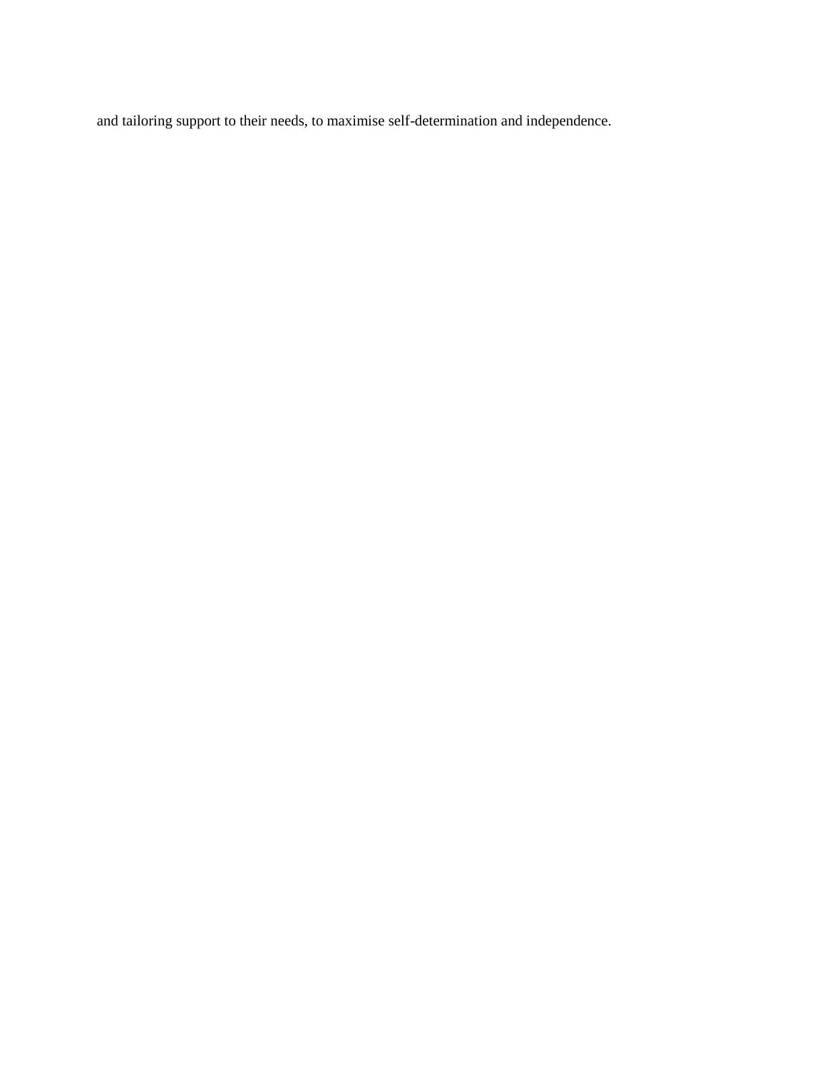and tailoring support to their needs, to maximise self-determination and independence.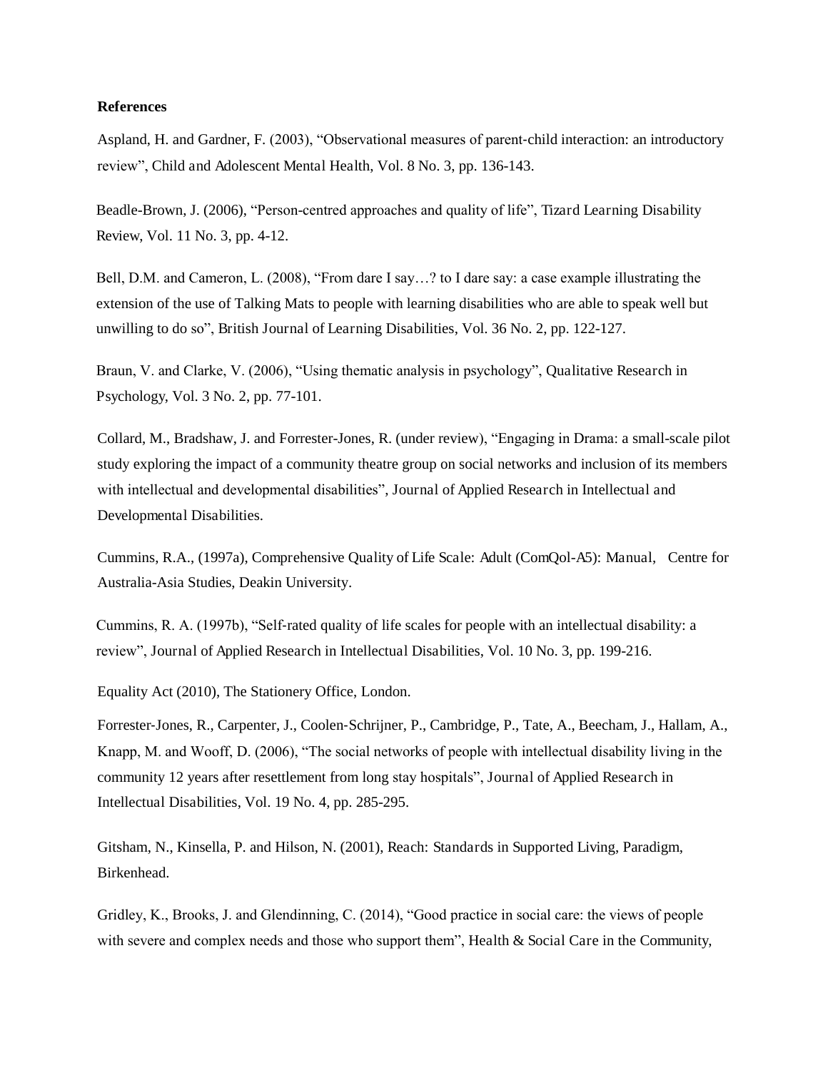**References**

Aspland, H. and Gardner, F. (2003), "Observational measures of parent-child interaction: an introductory review", Child and Adolescent Mental Health, Vol. 8 No. 3, pp. 136-143.

Beadle-Brown, J. (2006), "Person-centred approaches and quality of life", Tizard Learning Disability Review, Vol. 11 No. 3, pp. 4-12.

Bell, D.M. and Cameron, L. (2008), "From dare I say…? to I dare say: a case example illustrating the extension of the use of Talking Mats to people with learning disabilities who are able to speak well but unwilling to do so", British Journal of Learning Disabilities, Vol. 36 No. 2, pp. 122-127.

Braun, V. and Clarke, V. (2006), "Using thematic analysis in psychology", Qualitative Research in Psychology, Vol. 3 No. 2, pp. 77-101.

Collard, M., Bradshaw, J. and Forrester-Jones, R. (under review), "Engaging in Drama: a small-scale pilot study exploring the impact of a community theatre group on social networks and inclusion of its members with intellectual and developmental disabilities", Journal of Applied Research in Intellectual and Developmental Disabilities.

Cummins, R.A., (1997a), Comprehensive Quality of Life Scale: Adult (ComQol-A5): Manual, Centre for Australia-Asia Studies, Deakin University.

Cummins, R. A. (1997b), "Self-rated quality of life scales for people with an intellectual disability: a review", Journal of Applied Research in Intellectual Disabilities, Vol. 10 No. 3, pp. 199-216.

Equality Act (2010), The Stationery Office, London.

Forrester-Jones, R., Carpenter, J., Coolen-Schrijner, P., Cambridge, P., Tate, A., Beecham, J., Hallam, A., Knapp, M. and Wooff, D. (2006), "The social networks of people with intellectual disability living in the community 12 years after resettlement from long stay hospitals", Journal of Applied Research in Intellectual Disabilities, Vol. 19 No. 4, pp. 285-295.

Gitsham, N., Kinsella, P. and Hilson, N. (2001), Reach: Standards in Supported Living, Paradigm, Birkenhead.

Gridley, K., Brooks, J. and Glendinning, C. (2014), "Good practice in social care: the views of people with severe and complex needs and those who support them", Health & Social Care in the Community,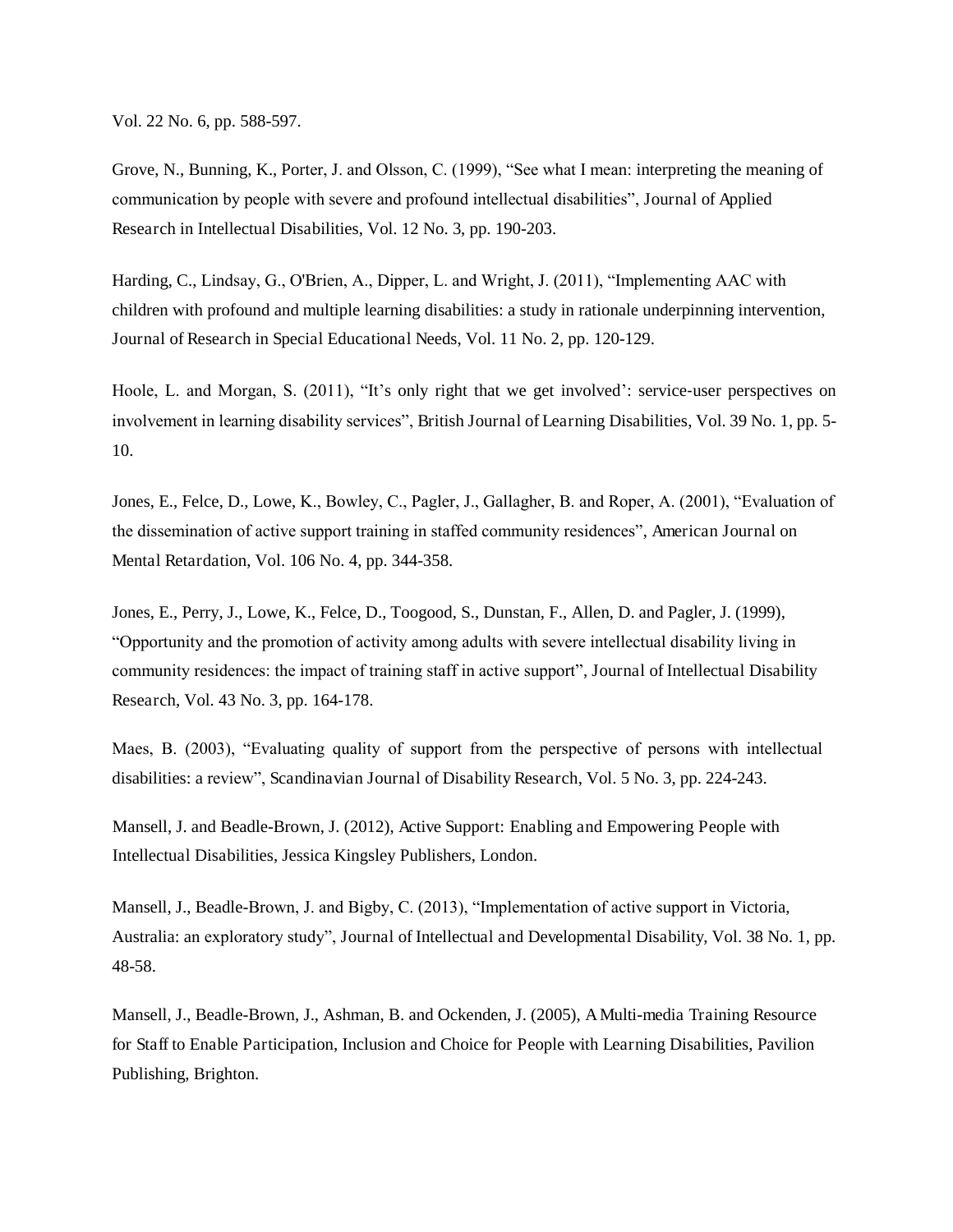Vol. 22 No. 6, pp. 588-597.

Grove, N., Bunning, K., Porter, J. and Olsson, C. (1999), "See what I mean: interpreting the meaning of communication by people with severe and profound intellectual disabilities", Journal of Applied Research in Intellectual Disabilities, Vol. 12 No. 3, pp. 190-203.

Harding, C., Lindsay, G., O'Brien, A., Dipper, L. and Wright, J. (2011), "Implementing AAC with children with profound and multiple learning disabilities: a study in rationale underpinning intervention, Journal of Research in Special Educational Needs, Vol. 11 No. 2, pp. 120-129.

Hoole, L. and Morgan, S. (2011), "It's only right that we get involved': service-user perspectives on involvement in learning disability services", British Journal of Learning Disabilities, Vol. 39 No. 1, pp. 5-10.

Jones, E., Felce, D., Lowe, K., Bowley, C., Pagler, J., Gallagher, B. and Roper, A. (2001), "Evaluation of the dissemination of active support training in staffed community residences", American Journal on Mental Retardation, Vol. 106 No. 4, pp. 344-358.

Jones, E., Perry, J., Lowe, K., Felce, D., Toogood, S., Dunstan, F., Allen, D. and Pagler, J. (1999), "Opportunity and the promotion of activity among adults with severe intellectual disability living in community residences: the impact of training staff in active support", Journal of Intellectual Disability Research, Vol. 43 No. 3, pp. 164-178.

Maes, B. (2003), "Evaluating quality of support from the perspective of persons with intellectual disabilities: a review", Scandinavian Journal of Disability Research, Vol. 5 No. 3, pp. 224-243.

Mansell, J. and Beadle-Brown, J. (2012), Active Support: Enabling and Empowering People with Intellectual Disabilities, Jessica Kingsley Publishers, London.

Mansell, J., Beadle-Brown, J. and Bigby, C. (2013), "Implementation of active support in Victoria, Australia: an exploratory study", Journal of Intellectual and Developmental Disability, Vol. 38 No. 1, pp. 48-58.

Mansell, J., Beadle-Brown, J., Ashman, B. and Ockenden, J. (2005), A Multi-media Training Resource for Staff to Enable Participation, Inclusion and Choice for People with Learning Disabilities, Pavilion Publishing, Brighton.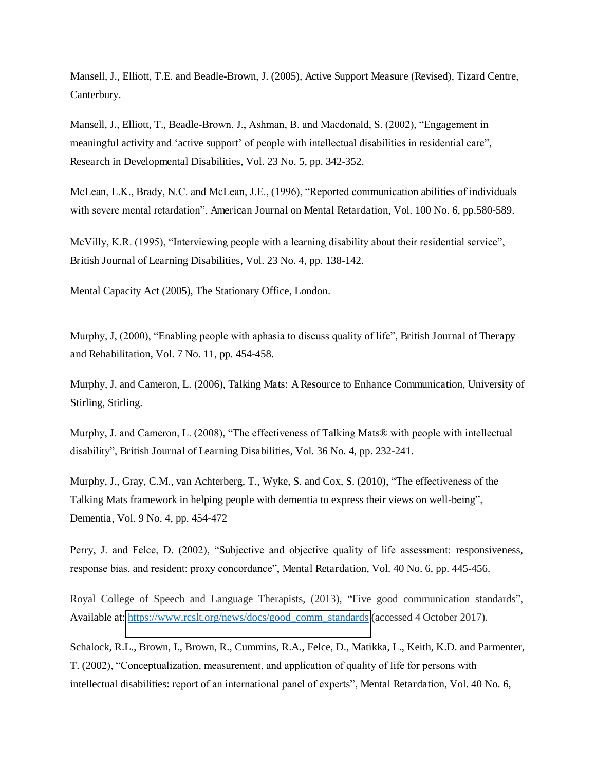Mansell, J., Elliott, T.E. and Beadle-Brown, J. (2005), Active Support Measure (Revised), Tizard Centre, Canterbury.

Mansell, J., Elliott, T., Beadle-Brown, J., Ashman, B. and Macdonald, S. (2002), "Engagement in meaningful activity and 'active support' of people with intellectual disabilities in residential care", Research in Developmental Disabilities, Vol. 23 No. 5, pp. 342-352.

McLean, L.K., Brady, N.C. and McLean, J.E., (1996), "Reported communication abilities of individuals with severe mental retardation", American Journal on Mental Retardation, Vol. 100 No. 6, pp.580-589.

McVilly, K.R. (1995), "Interviewing people with a learning disability about their residential service", British Journal of Learning Disabilities, Vol. 23 No. 4, pp. 138-142.

Mental Capacity Act (2005), The Stationary Office, London.

Murphy, J, (2000), "Enabling people with aphasia to discuss quality of life", British Journal of Therapy and Rehabilitation, Vol. 7 No. 11, pp. 454-458.

Murphy, J. and Cameron, L. (2006), Talking Mats: A Resource to Enhance Communication, University of Stirling, Stirling.

Murphy, J. and Cameron, L. (2008), "The effectiveness of Talking Mats® with people with intellectual disability", British Journal of Learning Disabilities, Vol. 36 No. 4, pp. 232-241.

Murphy, J., Gray, C.M., van Achterberg, T., Wyke, S. and Cox, S. (2010), "The effectiveness of the Talking Mats framework in helping people with dementia to express their views on well-being", Dementia, Vol. 9 No. 4, pp. 454-472

Perry, J. and Felce, D. (2002), "Subjective and objective quality of life assessment: responsiveness, response bias, and resident: proxy concordance", Mental Retardation, Vol. 40 No. 6, pp. 445-456.

Royal College of Speech and Language Therapists, (2013), "Five good communication standards", Available at: https://www.rcslt.org/news/docs/good_comm_standards (accessed 4 October 2017).

Schalock, R.L., Brown, I., Brown, R., Cummins, R.A., Felce, D., Matikka, L., Keith, K.D. and Parmenter, T. (2002), "Conceptualization, measurement, and application of quality of life for persons with intellectual disabilities: report of an international panel of experts", Mental Retardation, Vol. 40 No. 6,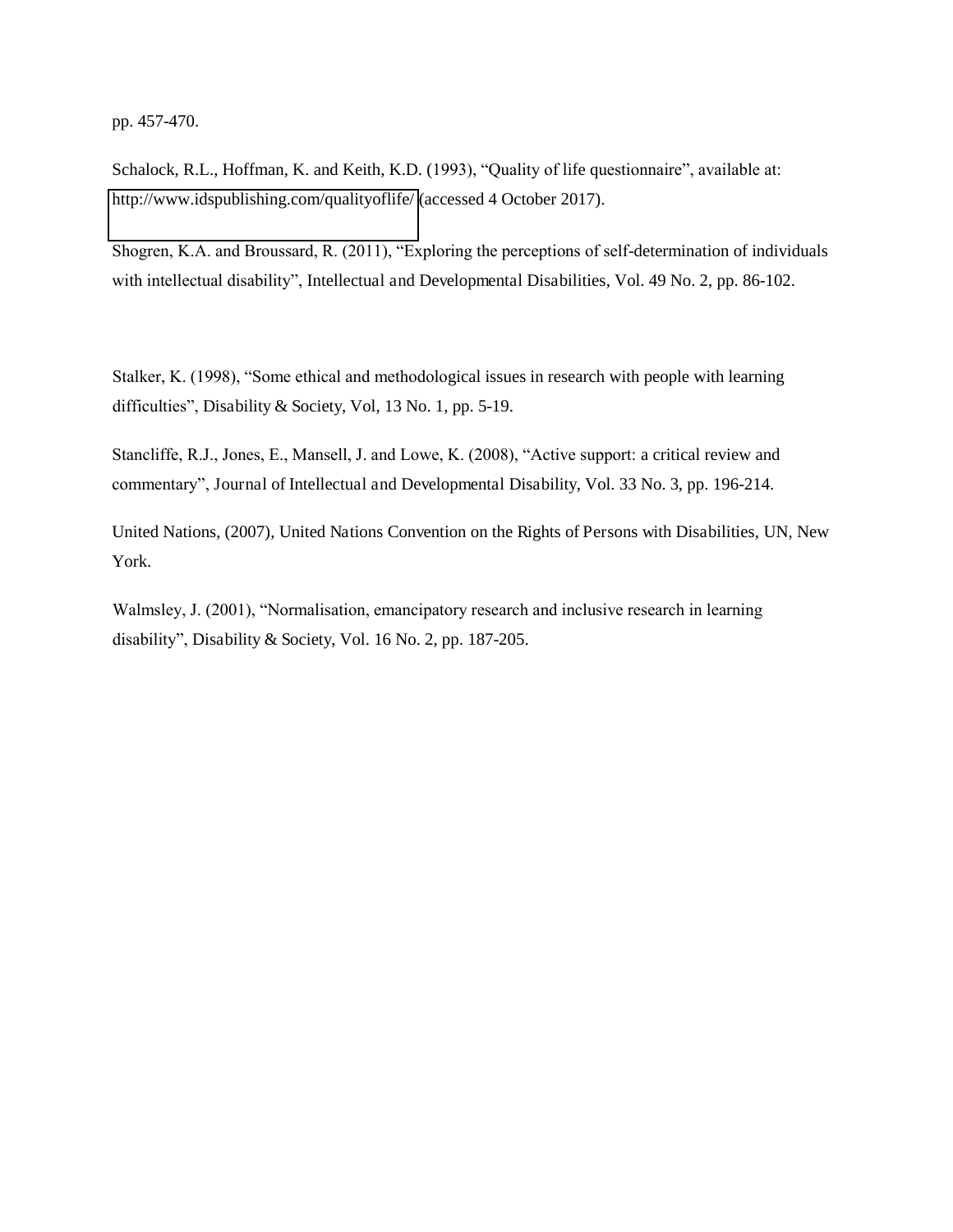pp. 457-470.

Schalock, R.L., Hoffman, K. and Keith, K.D. (1993), "Quality of life questionnaire", available at: http://www.idspublishing.com/qualityoflife/ (accessed 4 October 2017).

Shogren, K.A. and Broussard, R. (2011), "Exploring the perceptions of self-determination of individuals with intellectual disability", Intellectual and Developmental Disabilities, Vol. 49 No. 2, pp. 86-102.

Stalker, K. (1998), "Some ethical and methodological issues in research with people with learning difficulties", Disability & Society, Vol, 13 No. 1, pp. 5-19.

Stancliffe, R.J., Jones, E., Mansell, J. and Lowe, K. (2008), "Active support: a critical review and commentary", Journal of Intellectual and Developmental Disability, Vol. 33 No. 3, pp. 196-214.

United Nations, (2007), United Nations Convention on the Rights of Persons with Disabilities, UN, New York.

Walmsley, J. (2001), "Normalisation, emancipatory research and inclusive research in learning disability", Disability & Society, Vol. 16 No. 2, pp. 187-205.